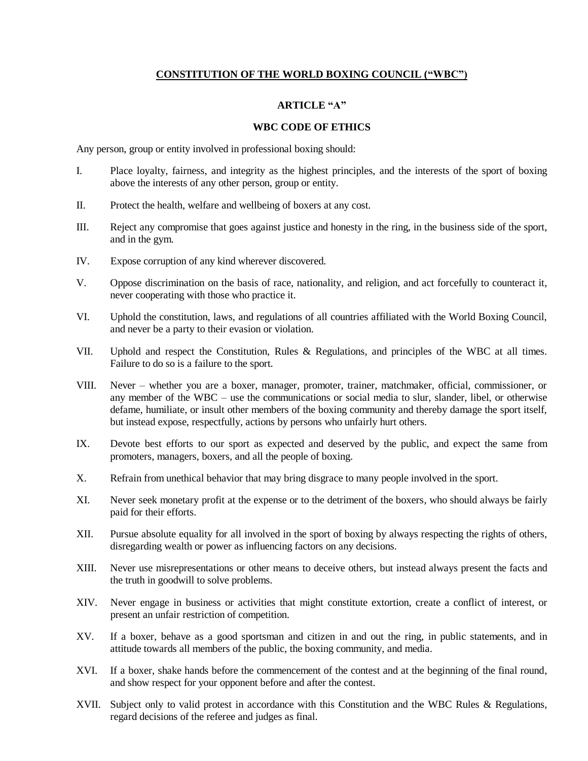# CONSTITUTION OF THE WORLD BOXING COUNCIL ("WBC")

## ARTICLE "A"

## WBC CODE OF ETHICS

Any person, group or entity involved in professional boxing should:

I. Place loyalty, fairness, and integrity as the highest principles, and the interests of the sport of boxing above the interests of any other person, group or entity.

II. Protect the health, welfare and wellbeing of boxers at any cost.

III. Reject any compromise that goes against justice and honesty in the ring, in the business side of the sport, and in the gym.

IV. Expose corruption of any kind wherever discovered.

V. Oppose discrimination on the basis of race, nationality, and religion, and act forcefully to counteract it, never cooperating with those who practice it.

VI. Uphold the constitution, laws, and regulations of all countries affiliated with the World Boxing Council, and never be a party to their evasion or violation.

VII. Uphold and respect the Constitution, Rules & Regulations, and principles of the WBC at all times. Failure to do so is a failure to the sport.

VIII. Never – whether you are a boxer, manager, promoter, trainer, matchmaker, official, commissioner, or any member of the WBC – use the communications or social media to slur, slander, libel, or otherwise defame, humiliate, or insult other members of the boxing community and thereby damage the sport itself, but instead expose, respectfully, actions by persons who unfairly hurt others.

IX. Devote best efforts to our sport as expected and deserved by the public, and expect the same from promoters, managers, boxers, and all the people of boxing.

X. Refrain from unethical behavior that may bring disgrace to many people involved in the sport.

XI. Never seek monetary profit at the expense or to the detriment of the boxers, who should always be fairly paid for their efforts.

XII. Pursue absolute equality for all involved in the sport of boxing by always respecting the rights of others, disregarding wealth or power as influencing factors on any decisions.

XIII. Never use misrepresentations or other means to deceive others, but instead always present the facts and the truth in goodwill to solve problems.

XIV. Never engage in business or activities that might constitute extortion, create a conflict of interest, or present an unfair restriction of competition.

XV. If a boxer, behave as a good sportsman and citizen in and out the ring, in public statements, and in attitude towards all members of the public, the boxing community, and media.

XVI. If a boxer, shake hands before the commencement of the contest and at the beginning of the final round, and show respect for your opponent before and after the contest.

XVII. Subject only to valid protest in accordance with this Constitution and the WBC Rules & Regulations, regard decisions of the referee and judges as final.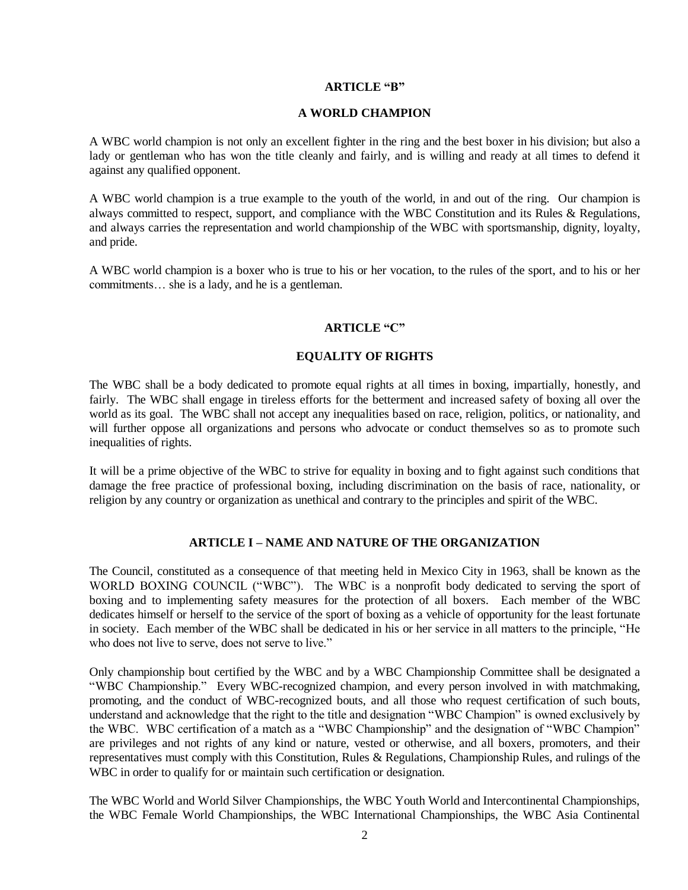## ARTICLE "B"

## A WORLD CHAMPION

A WBC world champion is not only an excellent fighter in the ring and the best boxer in his division; but also a lady or gentleman who has won the title cleanly and fairly, and is willing and ready at all times to defend it against any qualified opponent.

A WBC world champion is a true example to the youth of the world, in and out of the ring. Our champion is always committed to respect, support, and compliance with the WBC Constitution and its Rules & Regulations, and always carries the representation and world championship of the WBC with sportsmanship, dignity, loyalty, and pride.

A WBC world champion is a boxer who is true to his or her vocation, to the rules of the sport, and to his or her commitments… she is a lady, and he is a gentleman.

## ARTICLE "C"

## EQUALITY OF RIGHTS

The WBC shall be a body dedicated to promote equal rights at all times in boxing, impartially, honestly, and fairly. The WBC shall engage in tireless efforts for the betterment and increased safety of boxing all over the world as its goal. The WBC shall not accept any inequalities based on race, religion, politics, or nationality, and will further oppose all organizations and persons who advocate or conduct themselves so as to promote such inequalities of rights.

It will be a prime objective of the WBC to strive for equality in boxing and to fight against such conditions that damage the free practice of professional boxing, including discrimination on the basis of race, nationality, or religion by any country or organization as unethical and contrary to the principles and spirit of the WBC.

## ARTICLE I – NAME AND NATURE OF THE ORGANIZATION

The Council, constituted as a consequence of that meeting held in Mexico City in 1963, shall be known as the WORLD BOXING COUNCIL ("WBC"). The WBC is a nonprofit body dedicated to serving the sport of boxing and to implementing safety measures for the protection of all boxers. Each member of the WBC dedicates himself or herself to the service of the sport of boxing as a vehicle of opportunity for the least fortunate in society. Each member of the WBC shall be dedicated in his or her service in all matters to the principle, "He who does not live to serve, does not serve to live."

Only championship bout certified by the WBC and by a WBC Championship Committee shall be designated a "WBC Championship." Every WBC-recognized champion, and every person involved in with matchmaking, promoting, and the conduct of WBC-recognized bouts, and all those who request certification of such bouts, understand and acknowledge that the right to the title and designation "WBC Champion" is owned exclusively by the WBC. WBC certification of a match as a "WBC Championship" and the designation of "WBC Champion" are privileges and not rights of any kind or nature, vested or otherwise, and all boxers, promoters, and their representatives must comply with this Constitution, Rules & Regulations, Championship Rules, and rulings of the WBC in order to qualify for or maintain such certification or designation.

The WBC World and World Silver Championships, the WBC Youth World and Intercontinental Championships, the WBC Female World Championships, the WBC International Championships, the WBC Asia Continental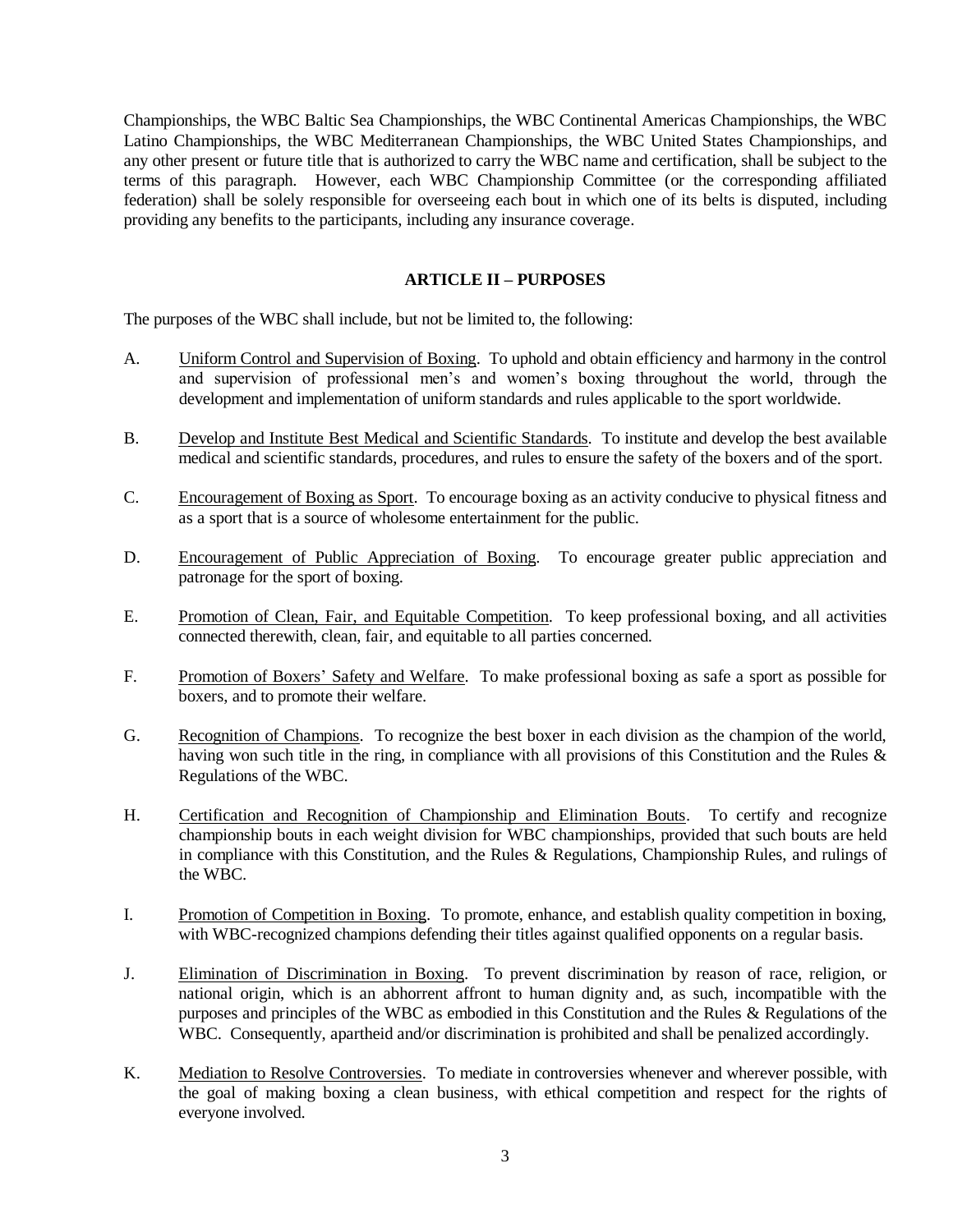Championships, the WBC Baltic Sea Championships, the WBC Continental Americas Championships, the WBC Latino Championships, the WBC Mediterranean Championships, the WBC United States Championships, and any other present or future title that is authorized to carry the WBC name and certification, shall be subject to the terms of this paragraph. However, each WBC Championship Committee (or the corresponding affiliated federation) shall be solely responsible for overseeing each bout in which one of its belts is disputed, including providing any benefits to the participants, including any insurance coverage.

## ARTICLE II – PURPOSES

The purposes of the WBC shall include, but not be limited to, the following:

A. Uniform Control and Supervision of Boxing. To uphold and obtain efficiency and harmony in the control and supervision of professional men's and women's boxing throughout the world, through the development and implementation of uniform standards and rules applicable to the sport worldwide.

B. Develop and Institute Best Medical and Scientific Standards. To institute and develop the best available medical and scientific standards, procedures, and rules to ensure the safety of the boxers and of the sport.

C. Encouragement of Boxing as Sport. To encourage boxing as an activity conducive to physical fitness and as a sport that is a source of wholesome entertainment for the public.

D. Encouragement of Public Appreciation of Boxing. To encourage greater public appreciation and patronage for the sport of boxing.

E. Promotion of Clean, Fair, and Equitable Competition. To keep professional boxing, and all activities connected therewith, clean, fair, and equitable to all parties concerned.

F. Promotion of Boxers' Safety and Welfare. To make professional boxing as safe a sport as possible for boxers, and to promote their welfare.

G. Recognition of Champions. To recognize the best boxer in each division as the champion of the world, having won such title in the ring, in compliance with all provisions of this Constitution and the Rules & Regulations of the WBC.

H. Certification and Recognition of Championship and Elimination Bouts. To certify and recognize championship bouts in each weight division for WBC championships, provided that such bouts are held in compliance with this Constitution, and the Rules & Regulations, Championship Rules, and rulings of the WBC.

I. Promotion of Competition in Boxing. To promote, enhance, and establish quality competition in boxing, with WBC-recognized champions defending their titles against qualified opponents on a regular basis.

J. Elimination of Discrimination in Boxing. To prevent discrimination by reason of race, religion, or national origin, which is an abhorrent affront to human dignity and, as such, incompatible with the purposes and principles of the WBC as embodied in this Constitution and the Rules & Regulations of the WBC. Consequently, apartheid and/or discrimination is prohibited and shall be penalized accordingly.

K. Mediation to Resolve Controversies. To mediate in controversies whenever and wherever possible, with the goal of making boxing a clean business, with ethical competition and respect for the rights of everyone involved.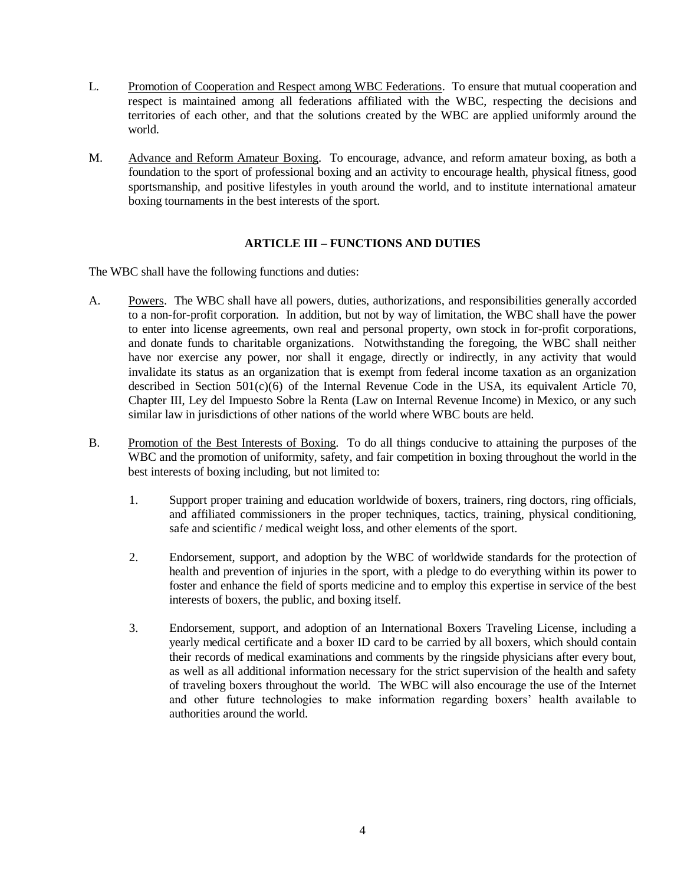L. Promotion of Cooperation and Respect among WBC Federations. To ensure that mutual cooperation and respect is maintained among all federations affiliated with the WBC, respecting the decisions and territories of each other, and that the solutions created by the WBC are applied uniformly around the world.

M. Advance and Reform Amateur Boxing. To encourage, advance, and reform amateur boxing, as both a foundation to the sport of professional boxing and an activity to encourage health, physical fitness, good sportsmanship, and positive lifestyles in youth around the world, and to institute international amateur boxing tournaments in the best interests of the sport.

## ARTICLE III – FUNCTIONS AND DUTIES

The WBC shall have the following functions and duties:

A. Powers. The WBC shall have all powers, duties, authorizations, and responsibilities generally accorded to a non-for-profit corporation. In addition, but not by way of limitation, the WBC shall have the power to enter into license agreements, own real and personal property, own stock in for-profit corporations, and donate funds to charitable organizations. Notwithstanding the foregoing, the WBC shall neither have nor exercise any power, nor shall it engage, directly or indirectly, in any activity that would invalidate its status as an organization that is exempt from federal income taxation as an organization described in Section 501(c)(6) of the Internal Revenue Code in the USA, its equivalent Article 70, Chapter III, Ley del Impuesto Sobre la Renta (Law on Internal Revenue Income) in Mexico, or any such similar law in jurisdictions of other nations of the world where WBC bouts are held.

B. Promotion of the Best Interests of Boxing. To do all things conducive to attaining the purposes of the WBC and the promotion of uniformity, safety, and fair competition in boxing throughout the world in the best interests of boxing including, but not limited to:

1. Support proper training and education worldwide of boxers, trainers, ring doctors, ring officials, and affiliated commissioners in the proper techniques, tactics, training, physical conditioning, safe and scientific / medical weight loss, and other elements of the sport.

2. Endorsement, support, and adoption by the WBC of worldwide standards for the protection of health and prevention of injuries in the sport, with a pledge to do everything within its power to foster and enhance the field of sports medicine and to employ this expertise in service of the best interests of boxers, the public, and boxing itself.

3. Endorsement, support, and adoption of an International Boxers Traveling License, including a yearly medical certificate and a boxer ID card to be carried by all boxers, which should contain their records of medical examinations and comments by the ringside physicians after every bout, as well as all additional information necessary for the strict supervision of the health and safety of traveling boxers throughout the world. The WBC will also encourage the use of the Internet and other future technologies to make information regarding boxers' health available to authorities around the world.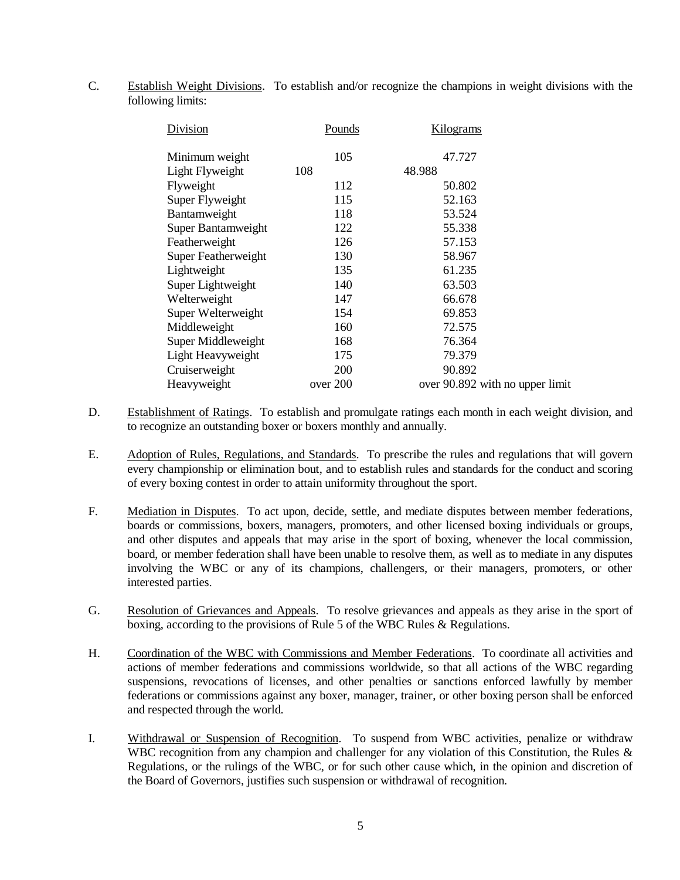C. Establish Weight Divisions. To establish and/or recognize the champions in weight divisions with the following limits:

| Division | Pounds | Kilograms |
|---|---|---|
| Minimum weight | 105 | 47.727 |
| Light Flyweight | 108 | 48.988 |
| Flyweight | 112 | 50.802 |
| Super Flyweight | 115 | 52.163 |
| Bantamweight | 118 | 53.524 |
| Super Bantamweight | 122 | 55.338 |
| Featherweight | 126 | 57.153 |
| Super Featherweight | 130 | 58.967 |
| Lightweight | 135 | 61.235 |
| Super Lightweight | 140 | 63.503 |
| Welterweight | 147 | 66.678 |
| Super Welterweight | 154 | 69.853 |
| Middleweight | 160 | 72.575 |
| Super Middleweight | 168 | 76.364 |
| Light Heavyweight | 175 | 79.379 |
| Cruiserweight | 200 | 90.892 |
| Heavyweight | over 200 | over 90.892 with no upper limit |

D. Establishment of Ratings. To establish and promulgate ratings each month in each weight division, and to recognize an outstanding boxer or boxers monthly and annually.

E. Adoption of Rules, Regulations, and Standards. To prescribe the rules and regulations that will govern every championship or elimination bout, and to establish rules and standards for the conduct and scoring of every boxing contest in order to attain uniformity throughout the sport.

F. Mediation in Disputes. To act upon, decide, settle, and mediate disputes between member federations, boards or commissions, boxers, managers, promoters, and other licensed boxing individuals or groups, and other disputes and appeals that may arise in the sport of boxing, whenever the local commission, board, or member federation shall have been unable to resolve them, as well as to mediate in any disputes involving the WBC or any of its champions, challengers, or their managers, promoters, or other interested parties.

G. Resolution of Grievances and Appeals. To resolve grievances and appeals as they arise in the sport of boxing, according to the provisions of Rule 5 of the WBC Rules & Regulations.

H. Coordination of the WBC with Commissions and Member Federations. To coordinate all activities and actions of member federations and commissions worldwide, so that all actions of the WBC regarding suspensions, revocations of licenses, and other penalties or sanctions enforced lawfully by member federations or commissions against any boxer, manager, trainer, or other boxing person shall be enforced and respected through the world.

I. Withdrawal or Suspension of Recognition. To suspend from WBC activities, penalize or withdraw WBC recognition from any champion and challenger for any violation of this Constitution, the Rules & Regulations, or the rulings of the WBC, or for such other cause which, in the opinion and discretion of the Board of Governors, justifies such suspension or withdrawal of recognition.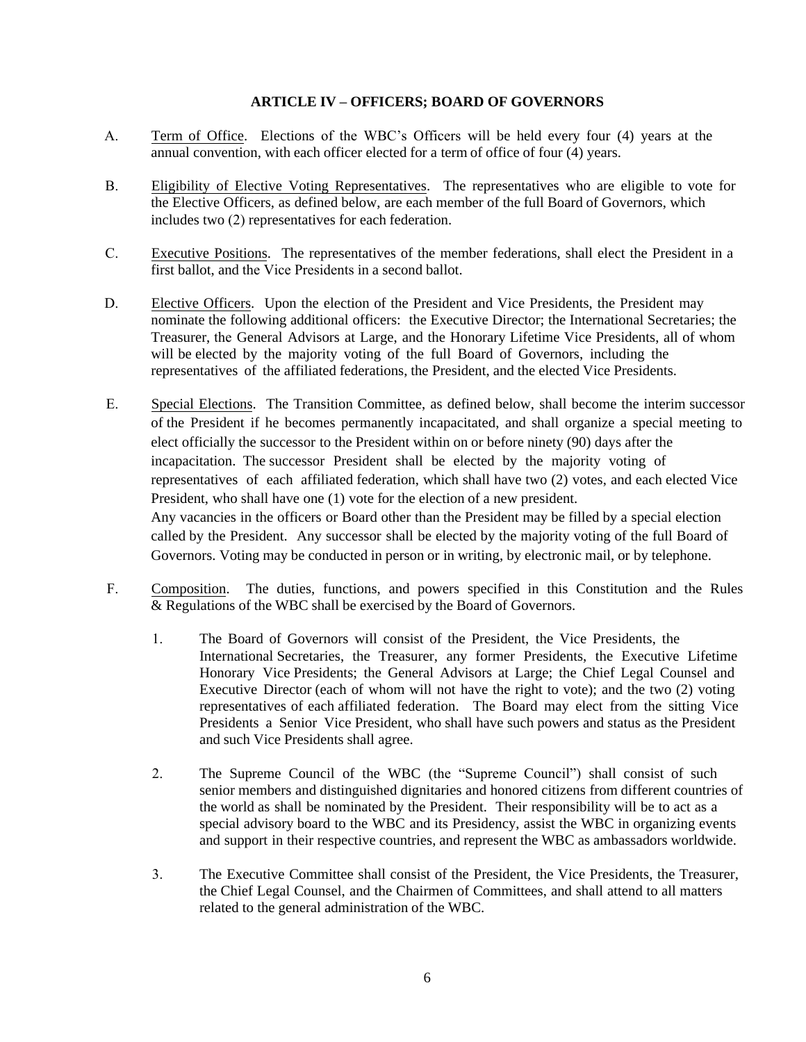## ARTICLE IV – OFFICERS; BOARD OF GOVERNORS

A. Term of Office. Elections of the WBC's Officers will be held every four (4) years at the annual convention, with each officer elected for a term of office of four (4) years.

B. Eligibility of Elective Voting Representatives. The representatives who are eligible to vote for the Elective Officers, as defined below, are each member of the full Board of Governors, which includes two (2) representatives for each federation.

C. Executive Positions. The representatives of the member federations, shall elect the President in a first ballot, and the Vice Presidents in a second ballot.

D. Elective Officers. Upon the election of the President and Vice Presidents, the President may nominate the following additional officers: the Executive Director; the International Secretaries; the Treasurer, the General Advisors at Large, and the Honorary Lifetime Vice Presidents, all of whom will be elected by the majority voting of the full Board of Governors, including the representatives of the affiliated federations, the President, and the elected Vice Presidents.

E. Special Elections. The Transition Committee, as defined below, shall become the interim successor of the President if he becomes permanently incapacitated, and shall organize a special meeting to elect officially the successor to the President within on or before ninety (90) days after the incapacitation. The successor President shall be elected by the majority voting of representatives of each affiliated federation, which shall have two (2) votes, and each elected Vice President, who shall have one (1) vote for the election of a new president.
Any vacancies in the officers or Board other than the President may be filled by a special election called by the President. Any successor shall be elected by the majority voting of the full Board of Governors. Voting may be conducted in person or in writing, by electronic mail, or by telephone.

F. Composition. The duties, functions, and powers specified in this Constitution and the Rules & Regulations of the WBC shall be exercised by the Board of Governors.

1. The Board of Governors will consist of the President, the Vice Presidents, the International Secretaries, the Treasurer, any former Presidents, the Executive Lifetime Honorary Vice Presidents; the General Advisors at Large; the Chief Legal Counsel and Executive Director (each of whom will not have the right to vote); and the two (2) voting representatives of each affiliated federation. The Board may elect from the sitting Vice Presidents a Senior Vice President, who shall have such powers and status as the President and such Vice Presidents shall agree.

2. The Supreme Council of the WBC (the "Supreme Council") shall consist of such senior members and distinguished dignitaries and honored citizens from different countries of the world as shall be nominated by the President. Their responsibility will be to act as a special advisory board to the WBC and its Presidency, assist the WBC in organizing events and support in their respective countries, and represent the WBC as ambassadors worldwide.

3. The Executive Committee shall consist of the President, the Vice Presidents, the Treasurer, the Chief Legal Counsel, and the Chairmen of Committees, and shall attend to all matters related to the general administration of the WBC.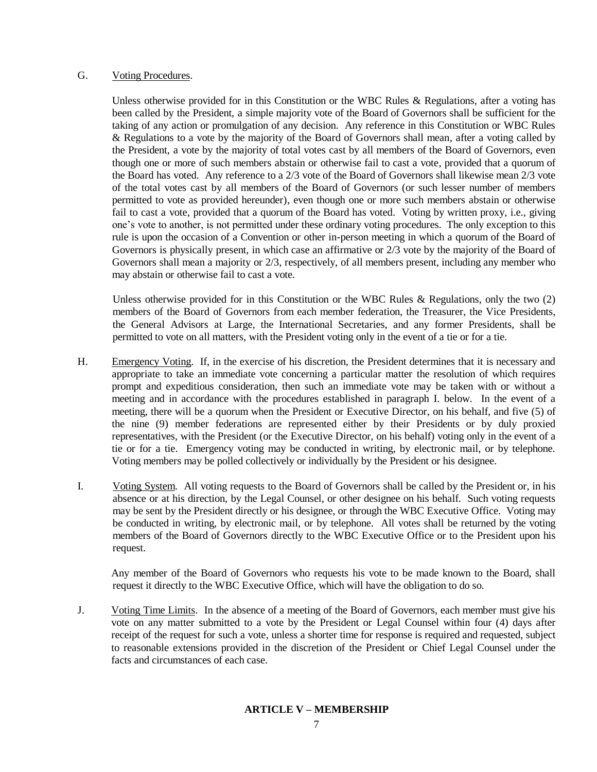G. Voting Procedures.

Unless otherwise provided for in this Constitution or the WBC Rules & Regulations, after a voting has been called by the President, a simple majority vote of the Board of Governors shall be sufficient for the taking of any action or promulgation of any decision. Any reference in this Constitution or WBC Rules & Regulations to a vote by the majority of the Board of Governors shall mean, after a voting called by the President, a vote by the majority of total votes cast by all members of the Board of Governors, even though one or more of such members abstain or otherwise fail to cast a vote, provided that a quorum of the Board has voted. Any reference to a 2/3 vote of the Board of Governors shall likewise mean 2/3 vote of the total votes cast by all members of the Board of Governors (or such lesser number of members permitted to vote as provided hereunder), even though one or more such members abstain or otherwise fail to cast a vote, provided that a quorum of the Board has voted. Voting by written proxy, i.e., giving one's vote to another, is not permitted under these ordinary voting procedures. The only exception to this rule is upon the occasion of a Convention or other in-person meeting in which a quorum of the Board of Governors is physically present, in which case an affirmative or 2/3 vote by the majority of the Board of Governors shall mean a majority or 2/3, respectively, of all members present, including any member who may abstain or otherwise fail to cast a vote.

Unless otherwise provided for in this Constitution or the WBC Rules & Regulations, only the two (2) members of the Board of Governors from each member federation, the Treasurer, the Vice Presidents, the General Advisors at Large, the International Secretaries, and any former Presidents, shall be permitted to vote on all matters, with the President voting only in the event of a tie or for a tie.

H. Emergency Voting. If, in the exercise of his discretion, the President determines that it is necessary and appropriate to take an immediate vote concerning a particular matter the resolution of which requires prompt and expeditious consideration, then such an immediate vote may be taken with or without a meeting and in accordance with the procedures established in paragraph I. below. In the event of a meeting, there will be a quorum when the President or Executive Director, on his behalf, and five (5) of the nine (9) member federations are represented either by their Presidents or by duly proxied representatives, with the President (or the Executive Director, on his behalf) voting only in the event of a tie or for a tie. Emergency voting may be conducted in writing, by electronic mail, or by telephone. Voting members may be polled collectively or individually by the President or his designee.

I. Voting System. All voting requests to the Board of Governors shall be called by the President or, in his absence or at his direction, by the Legal Counsel, or other designee on his behalf. Such voting requests may be sent by the President directly or his designee, or through the WBC Executive Office. Voting may be conducted in writing, by electronic mail, or by telephone. All votes shall be returned by the voting members of the Board of Governors directly to the WBC Executive Office or to the President upon his request.

Any member of the Board of Governors who requests his vote to be made known to the Board, shall request it directly to the WBC Executive Office, which will have the obligation to do so.

J. Voting Time Limits. In the absence of a meeting of the Board of Governors, each member must give his vote on any matter submitted to a vote by the President or Legal Counsel within four (4) days after receipt of the request for such a vote, unless a shorter time for response is required and requested, subject to reasonable extensions provided in the discretion of the President or Chief Legal Counsel under the facts and circumstances of each case.

## ARTICLE V – MEMBERSHIP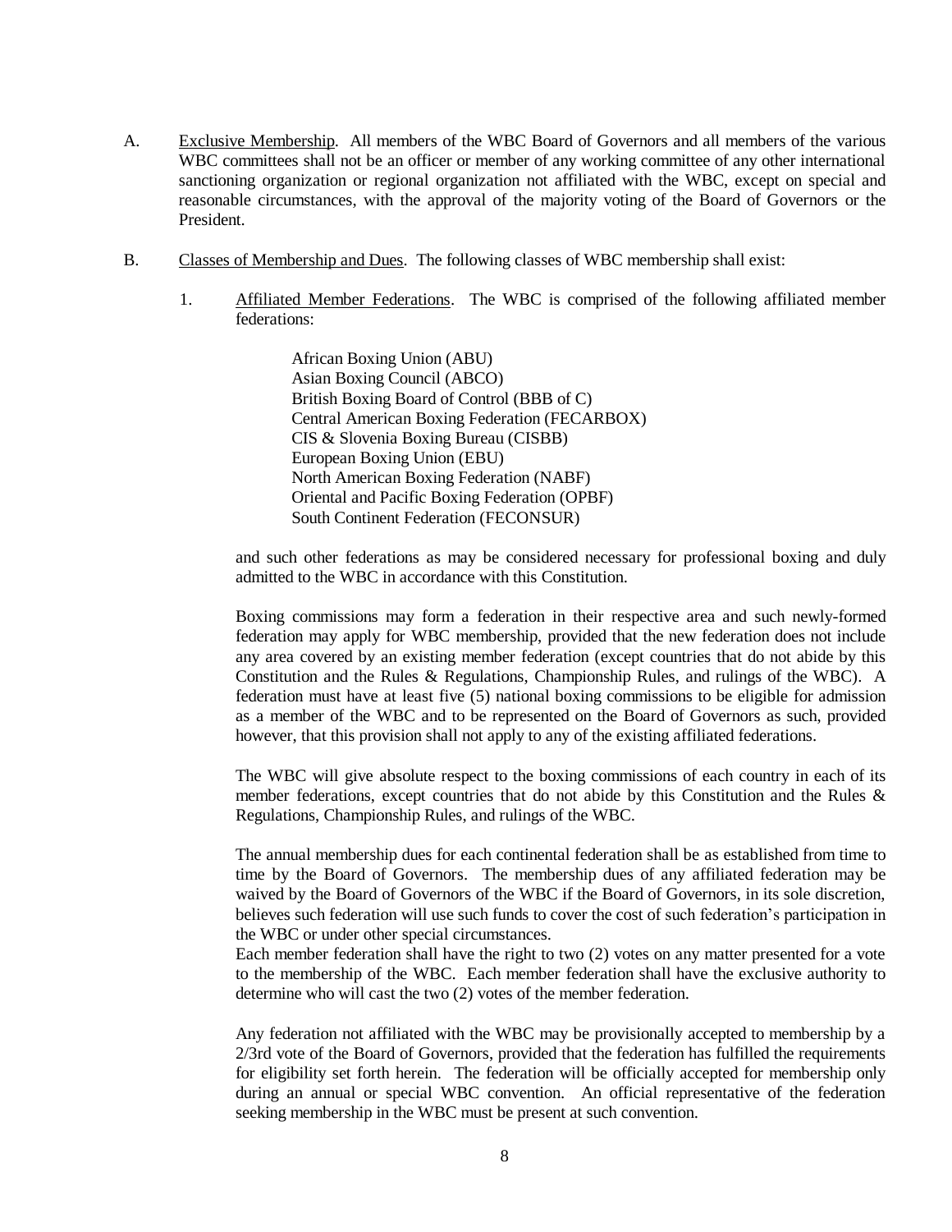A. <u>Exclusive Membership</u>. All members of the WBC Board of Governors and all members of the various WBC committees shall not be an officer or member of any working committee of any other international sanctioning organization or regional organization not affiliated with the WBC, except on special and reasonable circumstances, with the approval of the majority voting of the Board of Governors or the President.

B. <u>Classes of Membership and Dues</u>. The following classes of WBC membership shall exist:

1. <u>Affiliated Member Federations</u>. The WBC is comprised of the following affiliated member federations:

   African Boxing Union (ABU)
   Asian Boxing Council (ABCO)
   British Boxing Board of Control (BBB of C)
   Central American Boxing Federation (FECARBOX)
   CIS & Slovenia Boxing Bureau (CISBB)
   European Boxing Union (EBU)
   North American Boxing Federation (NABF)
   Oriental and Pacific Boxing Federation (OPBF)
   South Continent Federation (FECONSUR)

   and such other federations as may be considered necessary for professional boxing and duly admitted to the WBC in accordance with this Constitution.

   Boxing commissions may form a federation in their respective area and such newly-formed federation may apply for WBC membership, provided that the new federation does not include any area covered by an existing member federation (except countries that do not abide by this Constitution and the Rules & Regulations, Championship Rules, and rulings of the WBC). A federation must have at least five (5) national boxing commissions to be eligible for admission as a member of the WBC and to be represented on the Board of Governors as such, provided however, that this provision shall not apply to any of the existing affiliated federations.

   The WBC will give absolute respect to the boxing commissions of each country in each of its member federations, except countries that do not abide by this Constitution and the Rules & Regulations, Championship Rules, and rulings of the WBC.

   The annual membership dues for each continental federation shall be as established from time to time by the Board of Governors. The membership dues of any affiliated federation may be waived by the Board of Governors of the WBC if the Board of Governors, in its sole discretion, believes such federation will use such funds to cover the cost of such federation's participation in the WBC or under other special circumstances.
   Each member federation shall have the right to two (2) votes on any matter presented for a vote to the membership of the WBC. Each member federation shall have the exclusive authority to determine who will cast the two (2) votes of the member federation.

   Any federation not affiliated with the WBC may be provisionally accepted to membership by a 2/3rd vote of the Board of Governors, provided that the federation has fulfilled the requirements for eligibility set forth herein. The federation will be officially accepted for membership only during an annual or special WBC convention. An official representative of the federation seeking membership in the WBC must be present at such convention.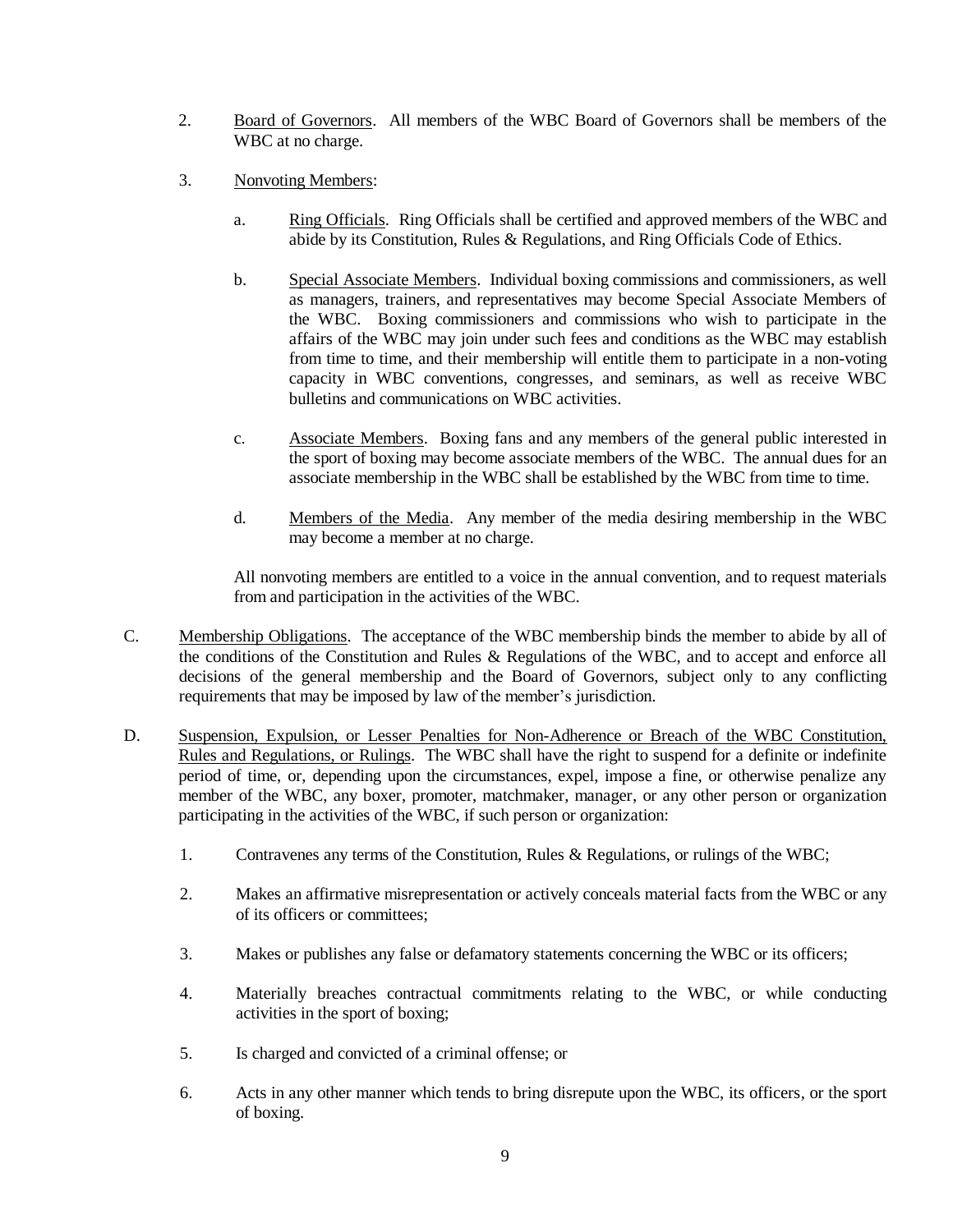2. Board of Governors. All members of the WBC Board of Governors shall be members of the WBC at no charge.

3. Nonvoting Members:

   a. Ring Officials. Ring Officials shall be certified and approved members of the WBC and abide by its Constitution, Rules & Regulations, and Ring Officials Code of Ethics.

   b. Special Associate Members. Individual boxing commissions and commissioners, as well as managers, trainers, and representatives may become Special Associate Members of the WBC. Boxing commissioners and commissions who wish to participate in the affairs of the WBC may join under such fees and conditions as the WBC may establish from time to time, and their membership will entitle them to participate in a non-voting capacity in WBC conventions, congresses, and seminars, as well as receive WBC bulletins and communications on WBC activities.

   c. Associate Members. Boxing fans and any members of the general public interested in the sport of boxing may become associate members of the WBC. The annual dues for an associate membership in the WBC shall be established by the WBC from time to time.

   d. Members of the Media. Any member of the media desiring membership in the WBC may become a member at no charge.

   All nonvoting members are entitled to a voice in the annual convention, and to request materials from and participation in the activities of the WBC.

C. Membership Obligations. The acceptance of the WBC membership binds the member to abide by all of the conditions of the Constitution and Rules & Regulations of the WBC, and to accept and enforce all decisions of the general membership and the Board of Governors, subject only to any conflicting requirements that may be imposed by law of the member's jurisdiction.

D. Suspension, Expulsion, or Lesser Penalties for Non-Adherence or Breach of the WBC Constitution, Rules and Regulations, or Rulings. The WBC shall have the right to suspend for a definite or indefinite period of time, or, depending upon the circumstances, expel, impose a fine, or otherwise penalize any member of the WBC, any boxer, promoter, matchmaker, manager, or any other person or organization participating in the activities of the WBC, if such person or organization:

   1. Contravenes any terms of the Constitution, Rules & Regulations, or rulings of the WBC;

   2. Makes an affirmative misrepresentation or actively conceals material facts from the WBC or any of its officers or committees;

   3. Makes or publishes any false or defamatory statements concerning the WBC or its officers;

   4. Materially breaches contractual commitments relating to the WBC, or while conducting activities in the sport of boxing;

   5. Is charged and convicted of a criminal offense; or

   6. Acts in any other manner which tends to bring disrepute upon the WBC, its officers, or the sport of boxing.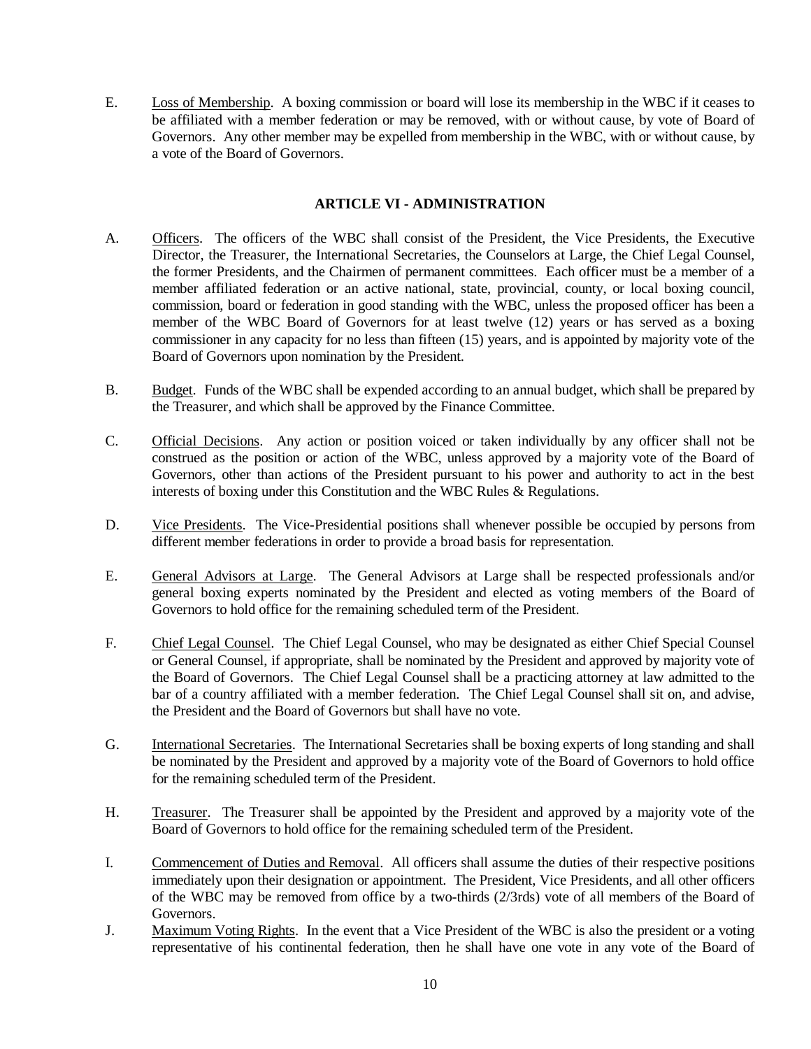E. Loss of Membership. A boxing commission or board will lose its membership in the WBC if it ceases to be affiliated with a member federation or may be removed, with or without cause, by vote of Board of Governors. Any other member may be expelled from membership in the WBC, with or without cause, by a vote of the Board of Governors.

## ARTICLE VI - ADMINISTRATION

A. Officers. The officers of the WBC shall consist of the President, the Vice Presidents, the Executive Director, the Treasurer, the International Secretaries, the Counselors at Large, the Chief Legal Counsel, the former Presidents, and the Chairmen of permanent committees. Each officer must be a member of a member affiliated federation or an active national, state, provincial, county, or local boxing council, commission, board or federation in good standing with the WBC, unless the proposed officer has been a member of the WBC Board of Governors for at least twelve (12) years or has served as a boxing commissioner in any capacity for no less than fifteen (15) years, and is appointed by majority vote of the Board of Governors upon nomination by the President.

B. Budget. Funds of the WBC shall be expended according to an annual budget, which shall be prepared by the Treasurer, and which shall be approved by the Finance Committee.

C. Official Decisions. Any action or position voiced or taken individually by any officer shall not be construed as the position or action of the WBC, unless approved by a majority vote of the Board of Governors, other than actions of the President pursuant to his power and authority to act in the best interests of boxing under this Constitution and the WBC Rules & Regulations.

D. Vice Presidents. The Vice-Presidential positions shall whenever possible be occupied by persons from different member federations in order to provide a broad basis for representation.

E. General Advisors at Large. The General Advisors at Large shall be respected professionals and/or general boxing experts nominated by the President and elected as voting members of the Board of Governors to hold office for the remaining scheduled term of the President.

F. Chief Legal Counsel. The Chief Legal Counsel, who may be designated as either Chief Special Counsel or General Counsel, if appropriate, shall be nominated by the President and approved by majority vote of the Board of Governors. The Chief Legal Counsel shall be a practicing attorney at law admitted to the bar of a country affiliated with a member federation. The Chief Legal Counsel shall sit on, and advise, the President and the Board of Governors but shall have no vote.

G. International Secretaries. The International Secretaries shall be boxing experts of long standing and shall be nominated by the President and approved by a majority vote of the Board of Governors to hold office for the remaining scheduled term of the President.

H. Treasurer. The Treasurer shall be appointed by the President and approved by a majority vote of the Board of Governors to hold office for the remaining scheduled term of the President.

I. Commencement of Duties and Removal. All officers shall assume the duties of their respective positions immediately upon their designation or appointment. The President, Vice Presidents, and all other officers of the WBC may be removed from office by a two-thirds (2/3rds) vote of all members of the Board of Governors.

J. Maximum Voting Rights. In the event that a Vice President of the WBC is also the president or a voting representative of his continental federation, then he shall have one vote in any vote of the Board of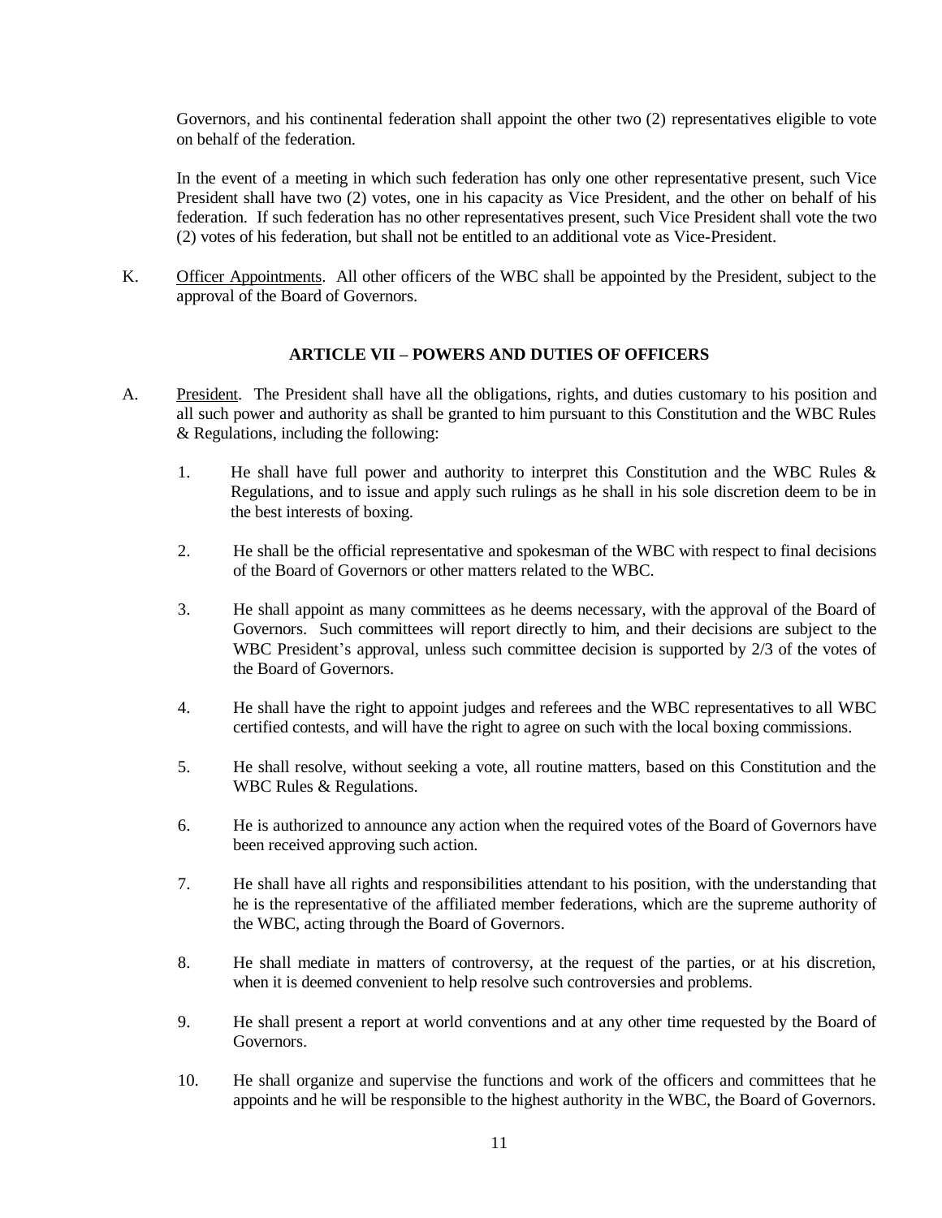Governors, and his continental federation shall appoint the other two (2) representatives eligible to vote on behalf of the federation.

In the event of a meeting in which such federation has only one other representative present, such Vice President shall have two (2) votes, one in his capacity as Vice President, and the other on behalf of his federation. If such federation has no other representatives present, such Vice President shall vote the two (2) votes of his federation, but shall not be entitled to an additional vote as Vice-President.

K. Officer Appointments. All other officers of the WBC shall be appointed by the President, subject to the approval of the Board of Governors.

## ARTICLE VII – POWERS AND DUTIES OF OFFICERS

A. President. The President shall have all the obligations, rights, and duties customary to his position and all such power and authority as shall be granted to him pursuant to this Constitution and the WBC Rules & Regulations, including the following:

1. He shall have full power and authority to interpret this Constitution and the WBC Rules & Regulations, and to issue and apply such rulings as he shall in his sole discretion deem to be in the best interests of boxing.

2. He shall be the official representative and spokesman of the WBC with respect to final decisions of the Board of Governors or other matters related to the WBC.

3. He shall appoint as many committees as he deems necessary, with the approval of the Board of Governors. Such committees will report directly to him, and their decisions are subject to the WBC President's approval, unless such committee decision is supported by 2/3 of the votes of the Board of Governors.

4. He shall have the right to appoint judges and referees and the WBC representatives to all WBC certified contests, and will have the right to agree on such with the local boxing commissions.

5. He shall resolve, without seeking a vote, all routine matters, based on this Constitution and the WBC Rules & Regulations.

6. He is authorized to announce any action when the required votes of the Board of Governors have been received approving such action.

7. He shall have all rights and responsibilities attendant to his position, with the understanding that he is the representative of the affiliated member federations, which are the supreme authority of the WBC, acting through the Board of Governors.

8. He shall mediate in matters of controversy, at the request of the parties, or at his discretion, when it is deemed convenient to help resolve such controversies and problems.

9. He shall present a report at world conventions and at any other time requested by the Board of Governors.

10. He shall organize and supervise the functions and work of the officers and committees that he appoints and he will be responsible to the highest authority in the WBC, the Board of Governors.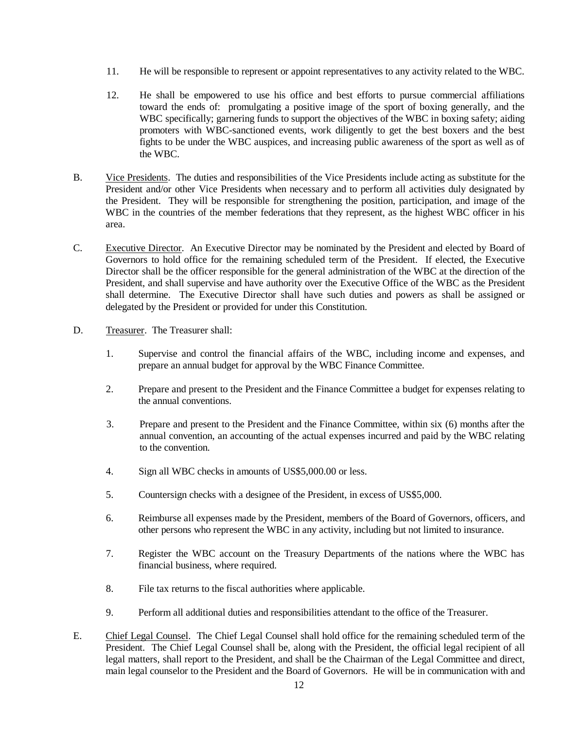11. He will be responsible to represent or appoint representatives to any activity related to the WBC.

12. He shall be empowered to use his office and best efforts to pursue commercial affiliations toward the ends of: promulgating a positive image of the sport of boxing generally, and the WBC specifically; garnering funds to support the objectives of the WBC in boxing safety; aiding promoters with WBC-sanctioned events, work diligently to get the best boxers and the best fights to be under the WBC auspices, and increasing public awareness of the sport as well as of the WBC.

B. Vice Presidents. The duties and responsibilities of the Vice Presidents include acting as substitute for the President and/or other Vice Presidents when necessary and to perform all activities duly designated by the President. They will be responsible for strengthening the position, participation, and image of the WBC in the countries of the member federations that they represent, as the highest WBC officer in his area.

C. Executive Director. An Executive Director may be nominated by the President and elected by Board of Governors to hold office for the remaining scheduled term of the President. If elected, the Executive Director shall be the officer responsible for the general administration of the WBC at the direction of the President, and shall supervise and have authority over the Executive Office of the WBC as the President shall determine. The Executive Director shall have such duties and powers as shall be assigned or delegated by the President or provided for under this Constitution.

D. Treasurer. The Treasurer shall:

1. Supervise and control the financial affairs of the WBC, including income and expenses, and prepare an annual budget for approval by the WBC Finance Committee.

2. Prepare and present to the President and the Finance Committee a budget for expenses relating to the annual conventions.

3. Prepare and present to the President and the Finance Committee, within six (6) months after the annual convention, an accounting of the actual expenses incurred and paid by the WBC relating to the convention.

4. Sign all WBC checks in amounts of US$5,000.00 or less.

5. Countersign checks with a designee of the President, in excess of US$5,000.

6. Reimburse all expenses made by the President, members of the Board of Governors, officers, and other persons who represent the WBC in any activity, including but not limited to insurance.

7. Register the WBC account on the Treasury Departments of the nations where the WBC has financial business, where required.

8. File tax returns to the fiscal authorities where applicable.

9. Perform all additional duties and responsibilities attendant to the office of the Treasurer.

E. Chief Legal Counsel. The Chief Legal Counsel shall hold office for the remaining scheduled term of the President. The Chief Legal Counsel shall be, along with the President, the official legal recipient of all legal matters, shall report to the President, and shall be the Chairman of the Legal Committee and direct, main legal counselor to the President and the Board of Governors. He will be in communication with and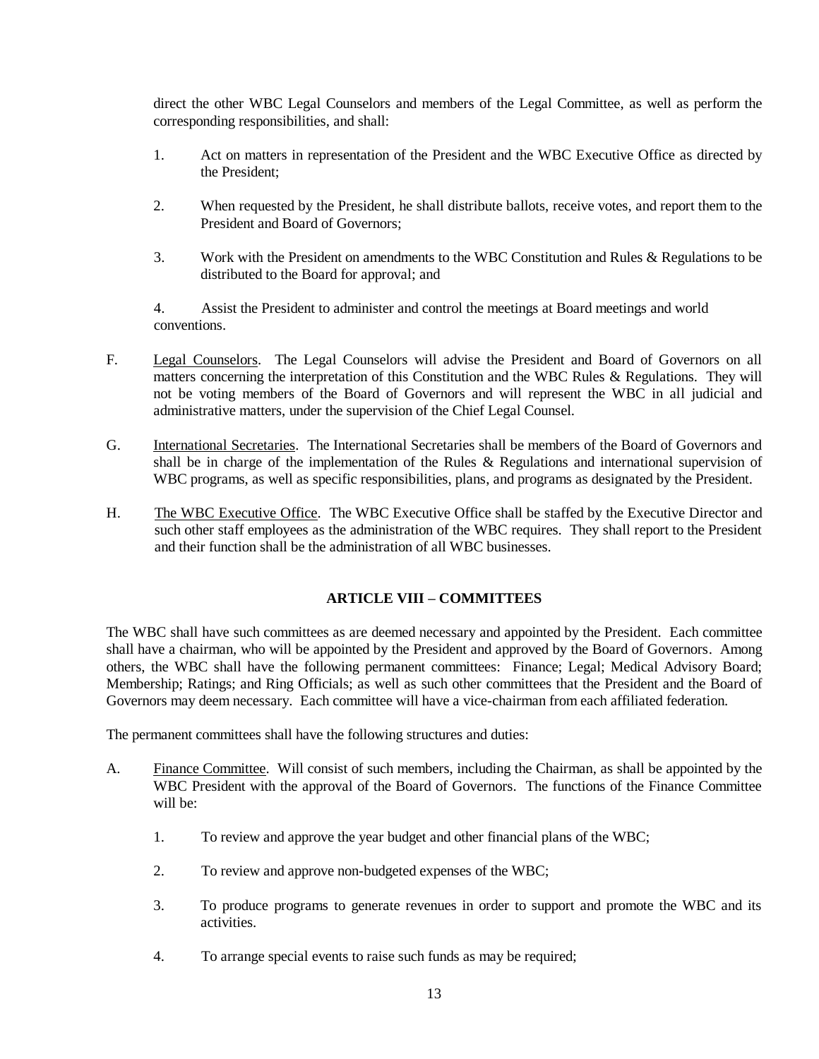direct the other WBC Legal Counselors and members of the Legal Committee, as well as perform the corresponding responsibilities, and shall:

1. Act on matters in representation of the President and the WBC Executive Office as directed by the President;

2. When requested by the President, he shall distribute ballots, receive votes, and report them to the President and Board of Governors;

3. Work with the President on amendments to the WBC Constitution and Rules & Regulations to be distributed to the Board for approval; and

4. Assist the President to administer and control the meetings at Board meetings and world conventions.

F. Legal Counselors. The Legal Counselors will advise the President and Board of Governors on all matters concerning the interpretation of this Constitution and the WBC Rules & Regulations. They will not be voting members of the Board of Governors and will represent the WBC in all judicial and administrative matters, under the supervision of the Chief Legal Counsel.

G. International Secretaries. The International Secretaries shall be members of the Board of Governors and shall be in charge of the implementation of the Rules & Regulations and international supervision of WBC programs, as well as specific responsibilities, plans, and programs as designated by the President.

H. The WBC Executive Office. The WBC Executive Office shall be staffed by the Executive Director and such other staff employees as the administration of the WBC requires. They shall report to the President and their function shall be the administration of all WBC businesses.

## ARTICLE VIII – COMMITTEES

The WBC shall have such committees as are deemed necessary and appointed by the President. Each committee shall have a chairman, who will be appointed by the President and approved by the Board of Governors. Among others, the WBC shall have the following permanent committees: Finance; Legal; Medical Advisory Board; Membership; Ratings; and Ring Officials; as well as such other committees that the President and the Board of Governors may deem necessary. Each committee will have a vice-chairman from each affiliated federation.

The permanent committees shall have the following structures and duties:

A. Finance Committee. Will consist of such members, including the Chairman, as shall be appointed by the WBC President with the approval of the Board of Governors. The functions of the Finance Committee will be:

1. To review and approve the year budget and other financial plans of the WBC;

2. To review and approve non-budgeted expenses of the WBC;

3. To produce programs to generate revenues in order to support and promote the WBC and its activities.

4. To arrange special events to raise such funds as may be required;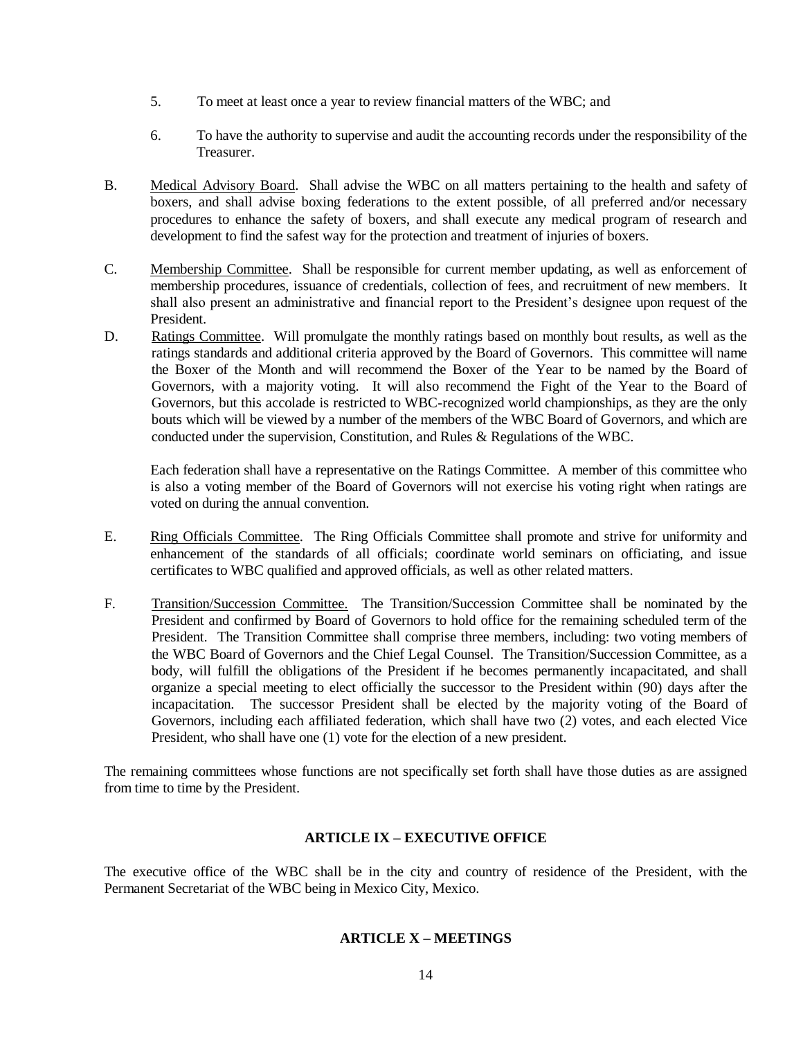5. To meet at least once a year to review financial matters of the WBC; and

6. To have the authority to supervise and audit the accounting records under the responsibility of the Treasurer.

B. Medical Advisory Board. Shall advise the WBC on all matters pertaining to the health and safety of boxers, and shall advise boxing federations to the extent possible, of all preferred and/or necessary procedures to enhance the safety of boxers, and shall execute any medical program of research and development to find the safest way for the protection and treatment of injuries of boxers.

C. Membership Committee. Shall be responsible for current member updating, as well as enforcement of membership procedures, issuance of credentials, collection of fees, and recruitment of new members. It shall also present an administrative and financial report to the President's designee upon request of the President.

D. Ratings Committee. Will promulgate the monthly ratings based on monthly bout results, as well as the ratings standards and additional criteria approved by the Board of Governors. This committee will name the Boxer of the Month and will recommend the Boxer of the Year to be named by the Board of Governors, with a majority voting. It will also recommend the Fight of the Year to the Board of Governors, but this accolade is restricted to WBC-recognized world championships, as they are the only bouts which will be viewed by a number of the members of the WBC Board of Governors, and which are conducted under the supervision, Constitution, and Rules & Regulations of the WBC.

Each federation shall have a representative on the Ratings Committee. A member of this committee who is also a voting member of the Board of Governors will not exercise his voting right when ratings are voted on during the annual convention.

E. Ring Officials Committee. The Ring Officials Committee shall promote and strive for uniformity and enhancement of the standards of all officials; coordinate world seminars on officiating, and issue certificates to WBC qualified and approved officials, as well as other related matters.

F. Transition/Succession Committee. The Transition/Succession Committee shall be nominated by the President and confirmed by Board of Governors to hold office for the remaining scheduled term of the President. The Transition Committee shall comprise three members, including: two voting members of the WBC Board of Governors and the Chief Legal Counsel. The Transition/Succession Committee, as a body, will fulfill the obligations of the President if he becomes permanently incapacitated, and shall organize a special meeting to elect officially the successor to the President within (90) days after the incapacitation. The successor President shall be elected by the majority voting of the Board of Governors, including each affiliated federation, which shall have two (2) votes, and each elected Vice President, who shall have one (1) vote for the election of a new president.

The remaining committees whose functions are not specifically set forth shall have those duties as are assigned from time to time by the President.

## ARTICLE IX – EXECUTIVE OFFICE

The executive office of the WBC shall be in the city and country of residence of the President, with the Permanent Secretariat of the WBC being in Mexico City, Mexico.

## ARTICLE X – MEETINGS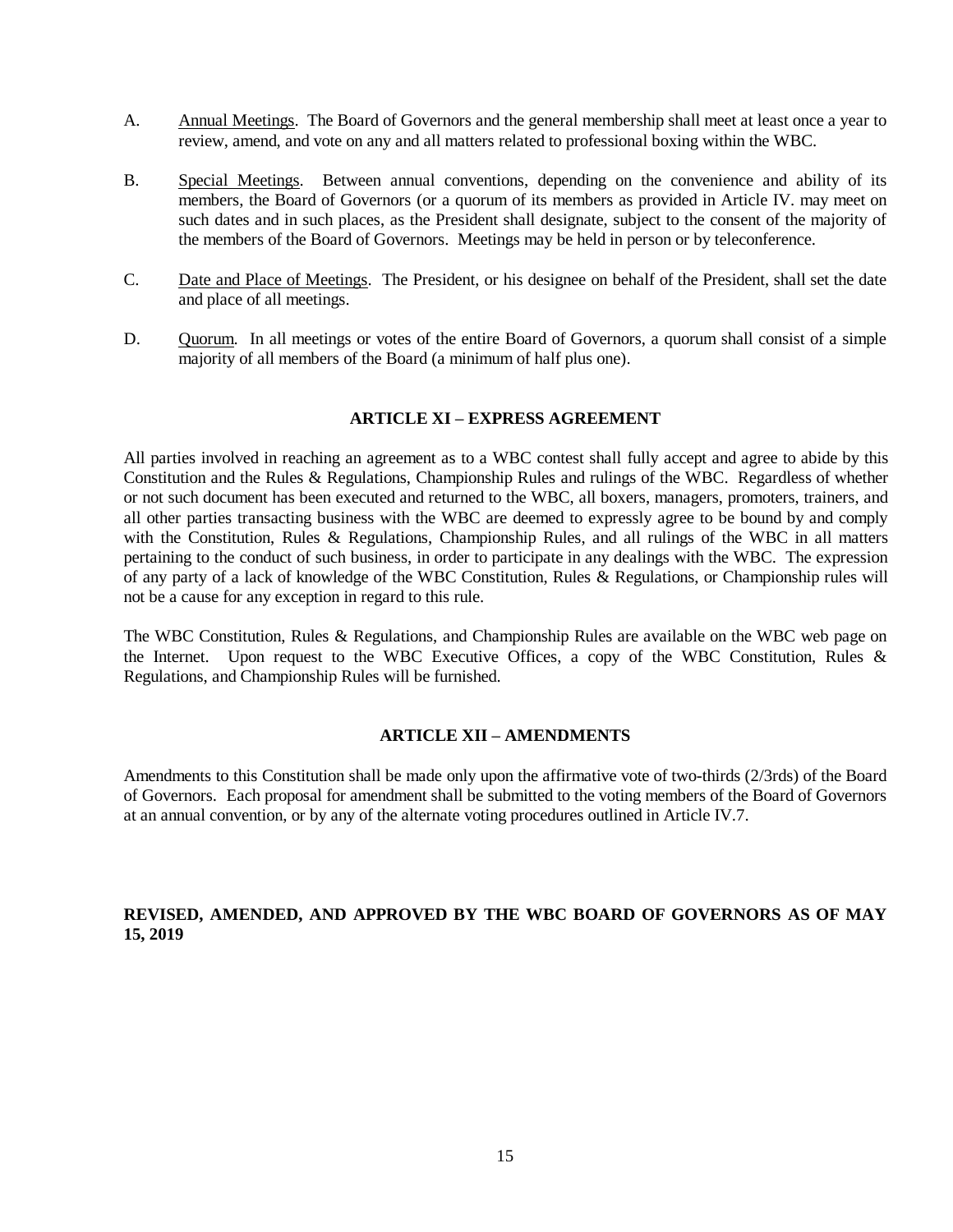A. Annual Meetings. The Board of Governors and the general membership shall meet at least once a year to review, amend, and vote on any and all matters related to professional boxing within the WBC.

B. Special Meetings. Between annual conventions, depending on the convenience and ability of its members, the Board of Governors (or a quorum of its members as provided in Article IV. may meet on such dates and in such places, as the President shall designate, subject to the consent of the majority of the members of the Board of Governors. Meetings may be held in person or by teleconference.

C. Date and Place of Meetings. The President, or his designee on behalf of the President, shall set the date and place of all meetings.

D. Quorum. In all meetings or votes of the entire Board of Governors, a quorum shall consist of a simple majority of all members of the Board (a minimum of half plus one).

## ARTICLE XI – EXPRESS AGREEMENT

All parties involved in reaching an agreement as to a WBC contest shall fully accept and agree to abide by this Constitution and the Rules & Regulations, Championship Rules and rulings of the WBC. Regardless of whether or not such document has been executed and returned to the WBC, all boxers, managers, promoters, trainers, and all other parties transacting business with the WBC are deemed to expressly agree to be bound by and comply with the Constitution, Rules & Regulations, Championship Rules, and all rulings of the WBC in all matters pertaining to the conduct of such business, in order to participate in any dealings with the WBC. The expression of any party of a lack of knowledge of the WBC Constitution, Rules & Regulations, or Championship rules will not be a cause for any exception in regard to this rule.

The WBC Constitution, Rules & Regulations, and Championship Rules are available on the WBC web page on the Internet. Upon request to the WBC Executive Offices, a copy of the WBC Constitution, Rules & Regulations, and Championship Rules will be furnished.

## ARTICLE XII – AMENDMENTS

Amendments to this Constitution shall be made only upon the affirmative vote of two-thirds (2/3rds) of the Board of Governors. Each proposal for amendment shall be submitted to the voting members of the Board of Governors at an annual convention, or by any of the alternate voting procedures outlined in Article IV.7.

**REVISED, AMENDED, AND APPROVED BY THE WBC BOARD OF GOVERNORS AS OF MAY 15, 2019**